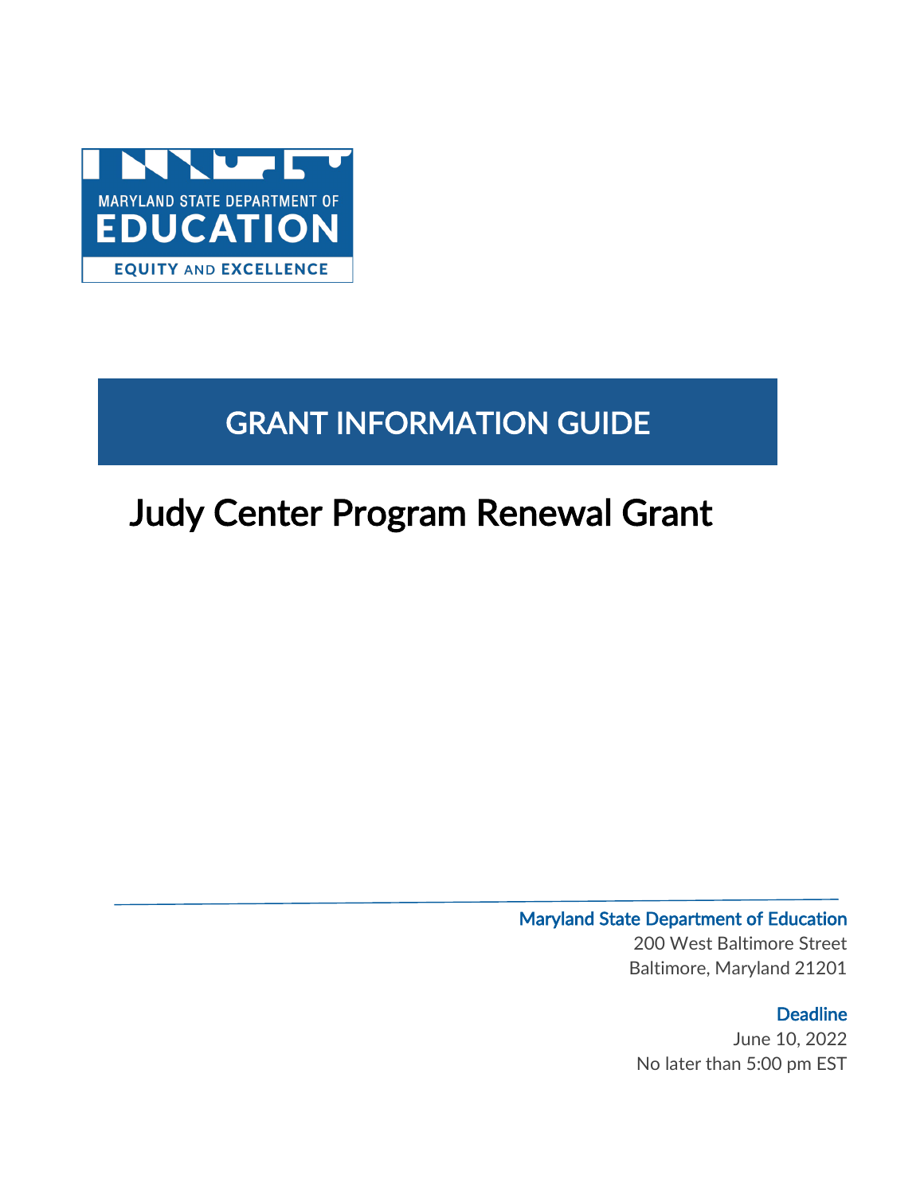MARYLAND STATE DEPARTMENT OF EDUCATION

EQUITY AND EXCELLENCE

# GRANT INFORMATION GUIDE

# Judy Center Program Renewal Grant

**Maryland State Department of Education**

200 West Baltimore Street

Baltimore, Maryland 21201

**Deadline**

June 10, 2022

No later than 5:00 pm EST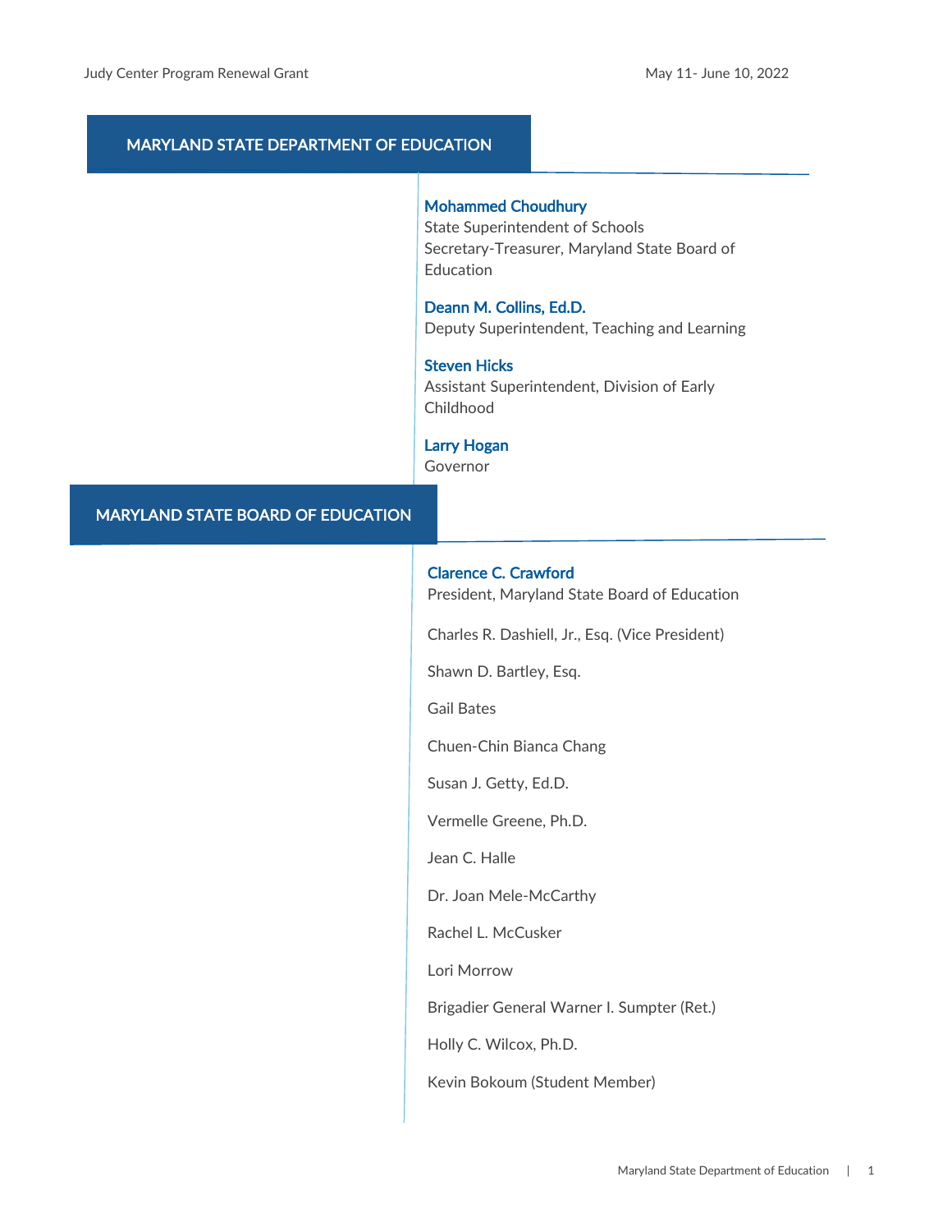## MARYLAND STATE DEPARTMENT OF EDUCATION

**Mohammed Choudhury**
State Superintendent of Schools
Secretary-Treasurer, Maryland State Board of Education

**Deann M. Collins, Ed.D.**
Deputy Superintendent, Teaching and Learning

**Steven Hicks**
Assistant Superintendent, Division of Early Childhood

**Larry Hogan**
Governor

## MARYLAND STATE BOARD OF EDUCATION

**Clarence C. Crawford**
President, Maryland State Board of Education

Charles R. Dashiell, Jr., Esq. (Vice President)

Shawn D. Bartley, Esq.

Gail Bates

Chuen-Chin Bianca Chang

Susan J. Getty, Ed.D.

Vermelle Greene, Ph.D.

Jean C. Halle

Dr. Joan Mele-McCarthy

Rachel L. McCusker

Lori Morrow

Brigadier General Warner I. Sumpter (Ret.)

Holly C. Wilcox, Ph.D.

Kevin Bokoum (Student Member)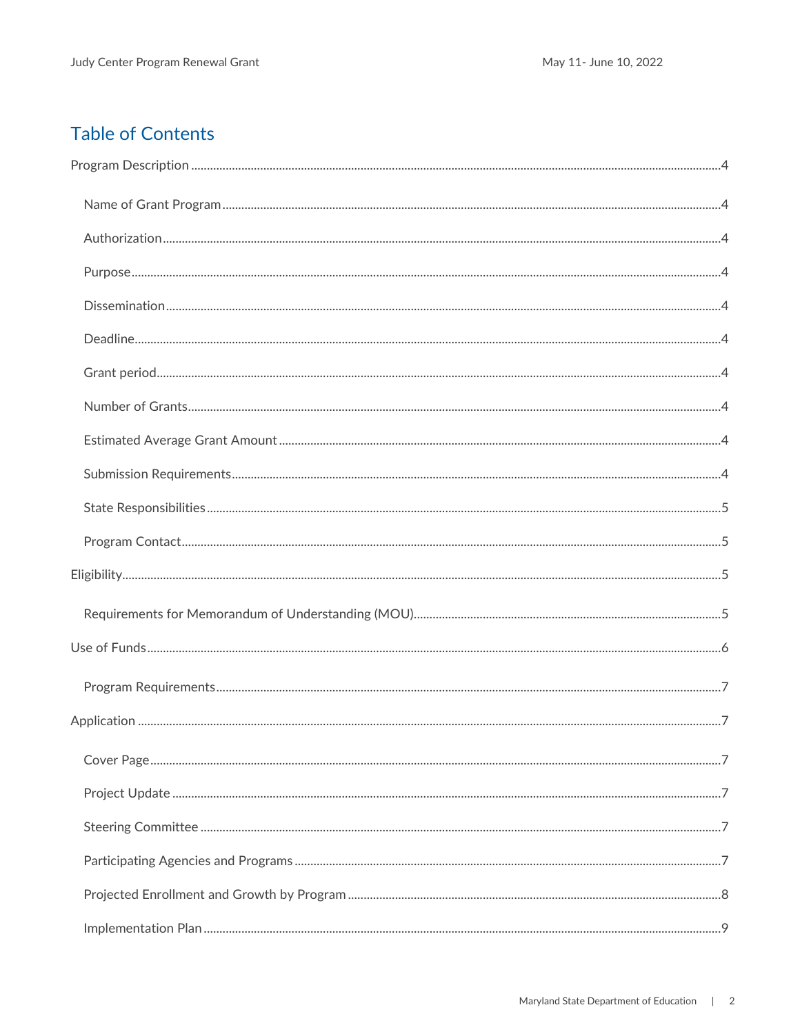## Table of Contents

Program Description ....................................................... 4

- Name of Grant Program ....................................................... 4
- Authorization ....................................................... 4
- Purpose ....................................................... 4
- Dissemination ....................................................... 4
- Deadline ....................................................... 4
- Grant period ....................................................... 4
- Number of Grants ....................................................... 4
- Estimated Average Grant Amount ....................................................... 4
- Submission Requirements ....................................................... 4
- State Responsibilities ....................................................... 5
- Program Contact ....................................................... 5

Eligibility ....................................................... 5

- Requirements for Memorandum of Understanding (MOU) ....................................................... 5

Use of Funds ....................................................... 6

- Program Requirements ....................................................... 7

Application ....................................................... 7

- Cover Page ....................................................... 7
- Project Update ....................................................... 7
- Steering Committee ....................................................... 7
- Participating Agencies and Programs ....................................................... 7
- Projected Enrollment and Growth by Program ....................................................... 8
- Implementation Plan ....................................................... 9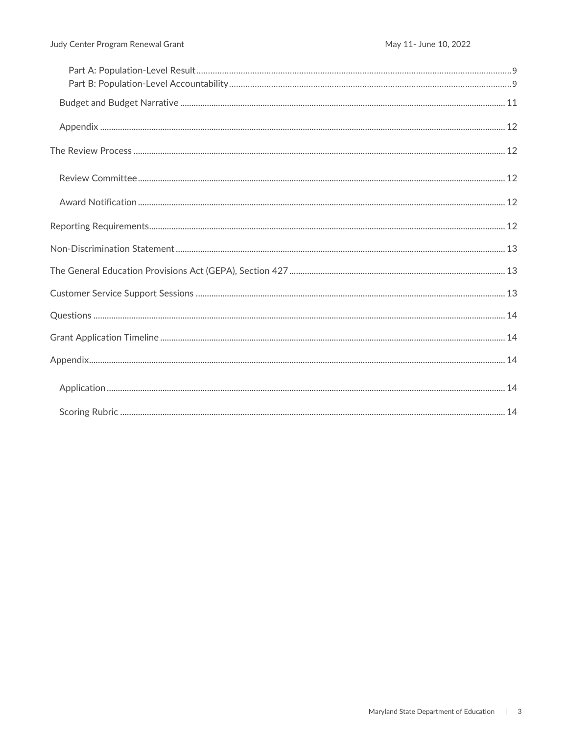- Part A: Population-Level Result ... 9
- Part B: Population-Level Accountability ... 9
- Budget and Budget Narrative ... 11
- Appendix ... 12

The Review Process ... 12

- Review Committee ... 12
- Award Notification ... 12

Reporting Requirements ... 12

Non-Discrimination Statement ... 13

The General Education Provisions Act (GEPA), Section 427 ... 13

Customer Service Support Sessions ... 13

Questions ... 14

Grant Application Timeline ... 14

Appendix ... 14

- Application ... 14
- Scoring Rubric ... 14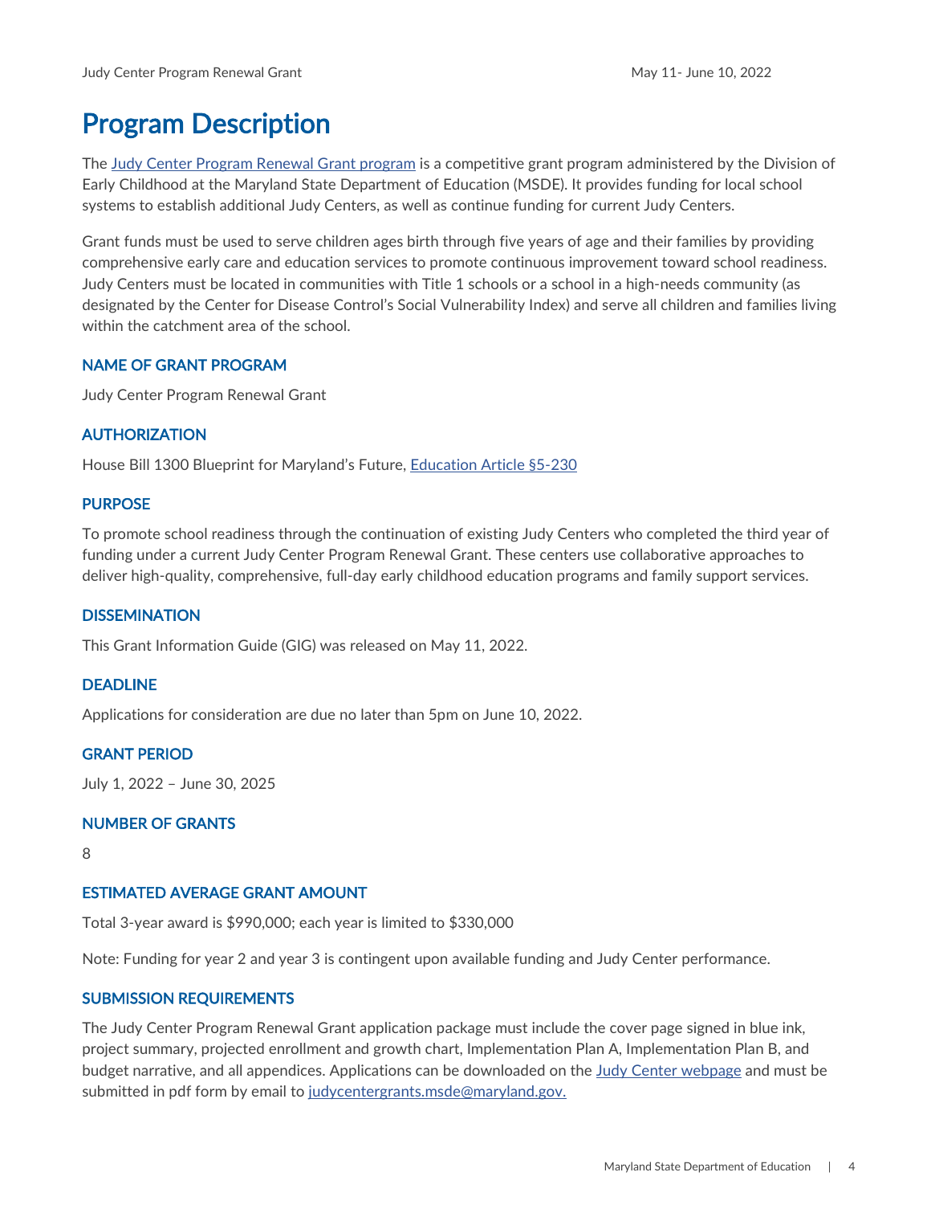# Program Description

The Judy Center Program Renewal Grant program is a competitive grant program administered by the Division of Early Childhood at the Maryland State Department of Education (MSDE). It provides funding for local school systems to establish additional Judy Centers, as well as continue funding for current Judy Centers.

Grant funds must be used to serve children ages birth through five years of age and their families by providing comprehensive early care and education services to promote continuous improvement toward school readiness. Judy Centers must be located in communities with Title 1 schools or a school in a high-needs community (as designated by the Center for Disease Control's Social Vulnerability Index) and serve all children and families living within the catchment area of the school.

### NAME OF GRANT PROGRAM

Judy Center Program Renewal Grant

### AUTHORIZATION

House Bill 1300 Blueprint for Maryland's Future, Education Article §5-230

### PURPOSE

To promote school readiness through the continuation of existing Judy Centers who completed the third year of funding under a current Judy Center Program Renewal Grant. These centers use collaborative approaches to deliver high-quality, comprehensive, full-day early childhood education programs and family support services.

### DISSEMINATION

This Grant Information Guide (GIG) was released on May 11, 2022.

### DEADLINE

Applications for consideration are due no later than 5pm on June 10, 2022.

### GRANT PERIOD

July 1, 2022 – June 30, 2025

### NUMBER OF GRANTS

8

### ESTIMATED AVERAGE GRANT AMOUNT

Total 3-year award is $990,000; each year is limited to $330,000

Note: Funding for year 2 and year 3 is contingent upon available funding and Judy Center performance.

### SUBMISSION REQUIREMENTS

The Judy Center Program Renewal Grant application package must include the cover page signed in blue ink, project summary, projected enrollment and growth chart, Implementation Plan A, Implementation Plan B, and budget narrative, and all appendices. Applications can be downloaded on the Judy Center webpage and must be submitted in pdf form by email to judycentergrants.msde@maryland.gov.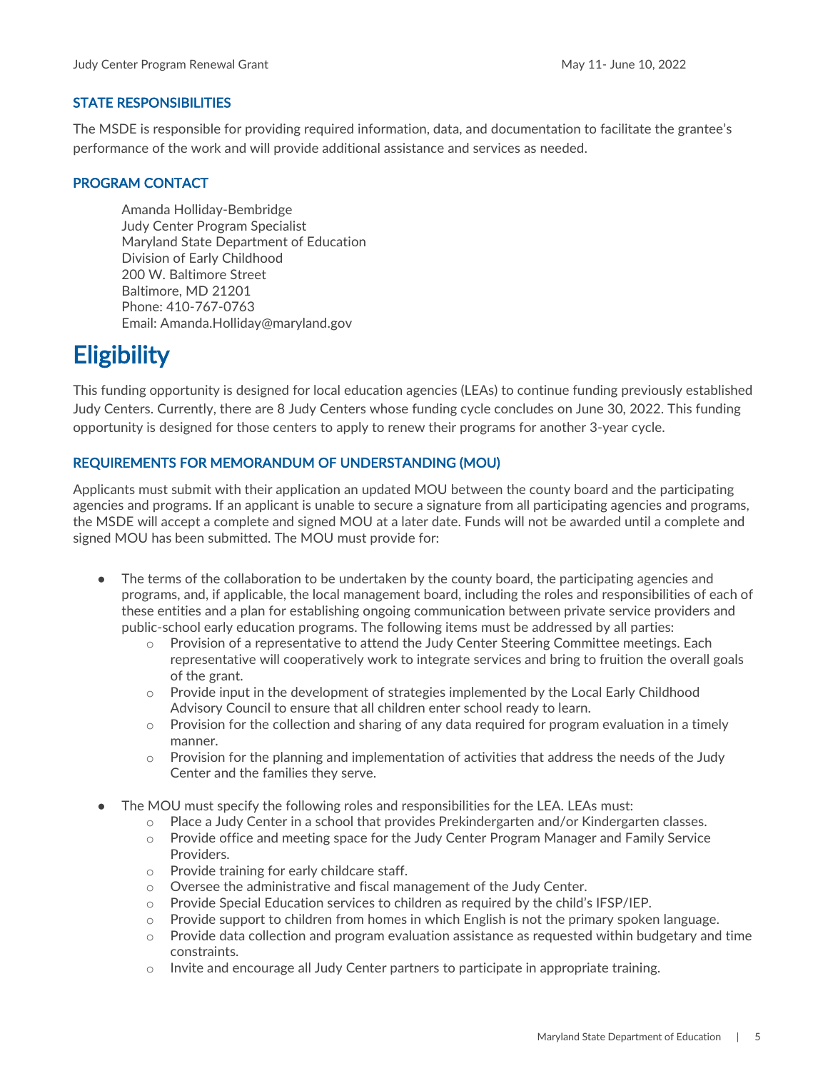### STATE RESPONSIBILITIES

The MSDE is responsible for providing required information, data, and documentation to facilitate the grantee's performance of the work and will provide additional assistance and services as needed.

### PROGRAM CONTACT

Amanda Holliday-Bembridge
Judy Center Program Specialist
Maryland State Department of Education
Division of Early Childhood
200 W. Baltimore Street
Baltimore, MD 21201
Phone: 410-767-0763
Email: Amanda.Holliday@maryland.gov

# Eligibility

This funding opportunity is designed for local education agencies (LEAs) to continue funding previously established Judy Centers. Currently, there are 8 Judy Centers whose funding cycle concludes on June 30, 2022. This funding opportunity is designed for those centers to apply to renew their programs for another 3-year cycle.

### REQUIREMENTS FOR MEMORANDUM OF UNDERSTANDING (MOU)

Applicants must submit with their application an updated MOU between the county board and the participating agencies and programs. If an applicant is unable to secure a signature from all participating agencies and programs, the MSDE will accept a complete and signed MOU at a later date. Funds will not be awarded until a complete and signed MOU has been submitted. The MOU must provide for:

- The terms of the collaboration to be undertaken by the county board, the participating agencies and programs, and, if applicable, the local management board, including the roles and responsibilities of each of these entities and a plan for establishing ongoing communication between private service providers and public-school early education programs. The following items must be addressed by all parties:
    - Provision of a representative to attend the Judy Center Steering Committee meetings. Each representative will cooperatively work to integrate services and bring to fruition the overall goals of the grant.
    - Provide input in the development of strategies implemented by the Local Early Childhood Advisory Council to ensure that all children enter school ready to learn.
    - Provision for the collection and sharing of any data required for program evaluation in a timely manner.
    - Provision for the planning and implementation of activities that address the needs of the Judy Center and the families they serve.
- The MOU must specify the following roles and responsibilities for the LEA. LEAs must:
    - Place a Judy Center in a school that provides Prekindergarten and/or Kindergarten classes.
    - Provide office and meeting space for the Judy Center Program Manager and Family Service Providers.
    - Provide training for early childcare staff.
    - Oversee the administrative and fiscal management of the Judy Center.
    - Provide Special Education services to children as required by the child's IFSP/IEP.
    - Provide support to children from homes in which English is not the primary spoken language.
    - Provide data collection and program evaluation assistance as requested within budgetary and time constraints.
    - Invite and encourage all Judy Center partners to participate in appropriate training.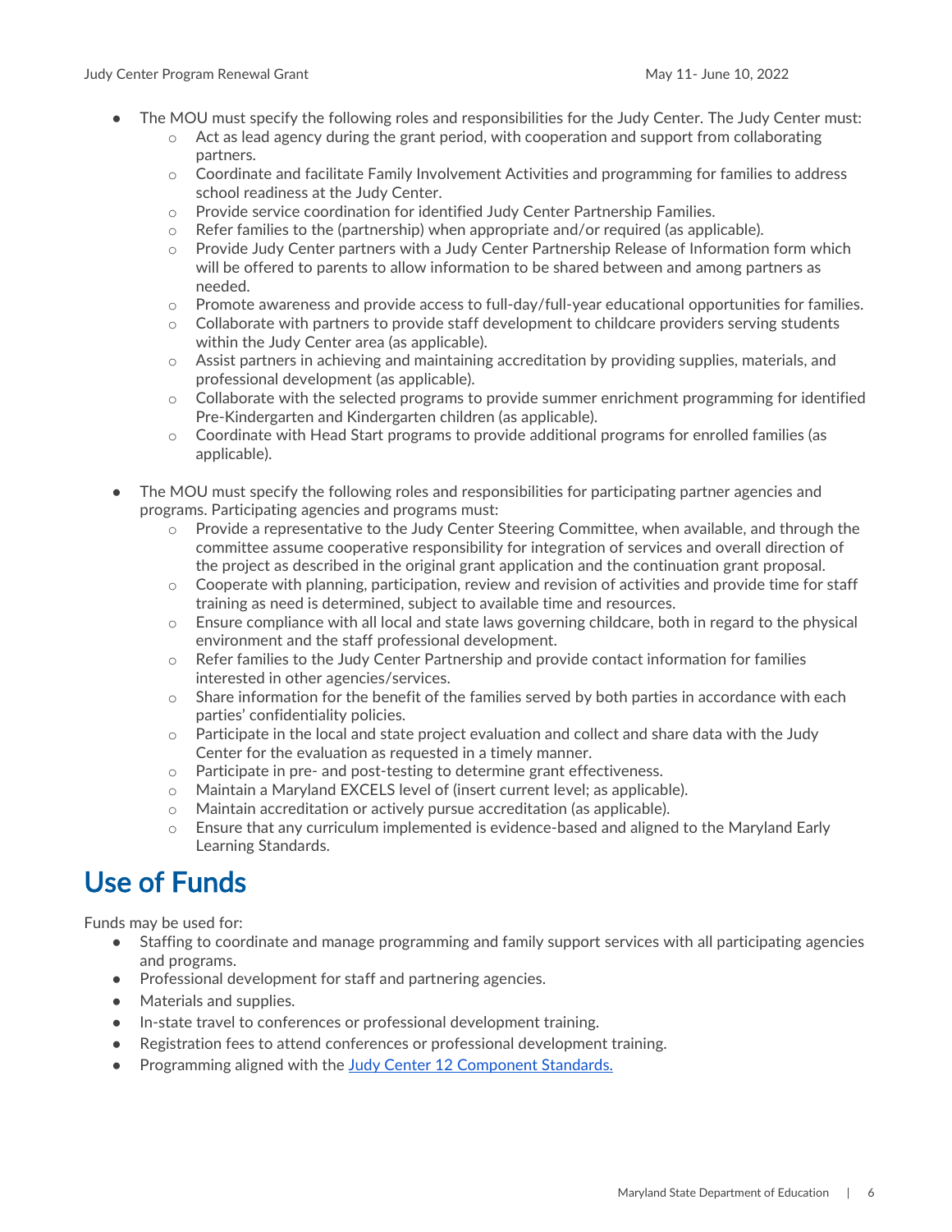- The MOU must specify the following roles and responsibilities for the Judy Center. The Judy Center must:
    - Act as lead agency during the grant period, with cooperation and support from collaborating partners.
    - Coordinate and facilitate Family Involvement Activities and programming for families to address school readiness at the Judy Center.
    - Provide service coordination for identified Judy Center Partnership Families.
    - Refer families to the (partnership) when appropriate and/or required (as applicable).
    - Provide Judy Center partners with a Judy Center Partnership Release of Information form which will be offered to parents to allow information to be shared between and among partners as needed.
    - Promote awareness and provide access to full-day/full-year educational opportunities for families.
    - Collaborate with partners to provide staff development to childcare providers serving students within the Judy Center area (as applicable).
    - Assist partners in achieving and maintaining accreditation by providing supplies, materials, and professional development (as applicable).
    - Collaborate with the selected programs to provide summer enrichment programming for identified Pre-Kindergarten and Kindergarten children (as applicable).
    - Coordinate with Head Start programs to provide additional programs for enrolled families (as applicable).

- The MOU must specify the following roles and responsibilities for participating partner agencies and programs. Participating agencies and programs must:
    - Provide a representative to the Judy Center Steering Committee, when available, and through the committee assume cooperative responsibility for integration of services and overall direction of the project as described in the original grant application and the continuation grant proposal.
    - Cooperate with planning, participation, review and revision of activities and provide time for staff training as need is determined, subject to available time and resources.
    - Ensure compliance with all local and state laws governing childcare, both in regard to the physical environment and the staff professional development.
    - Refer families to the Judy Center Partnership and provide contact information for families interested in other agencies/services.
    - Share information for the benefit of the families served by both parties in accordance with each parties' confidentiality policies.
    - Participate in the local and state project evaluation and collect and share data with the Judy Center for the evaluation as requested in a timely manner.
    - Participate in pre- and post-testing to determine grant effectiveness.
    - Maintain a Maryland EXCELS level of (insert current level; as applicable).
    - Maintain accreditation or actively pursue accreditation (as applicable).
    - Ensure that any curriculum implemented is evidence-based and aligned to the Maryland Early Learning Standards.

# Use of Funds

Funds may be used for:

- Staffing to coordinate and manage programming and family support services with all participating agencies and programs.
- Professional development for staff and partnering agencies.
- Materials and supplies.
- In-state travel to conferences or professional development training.
- Registration fees to attend conferences or professional development training.
- Programming aligned with the Judy Center 12 Component Standards.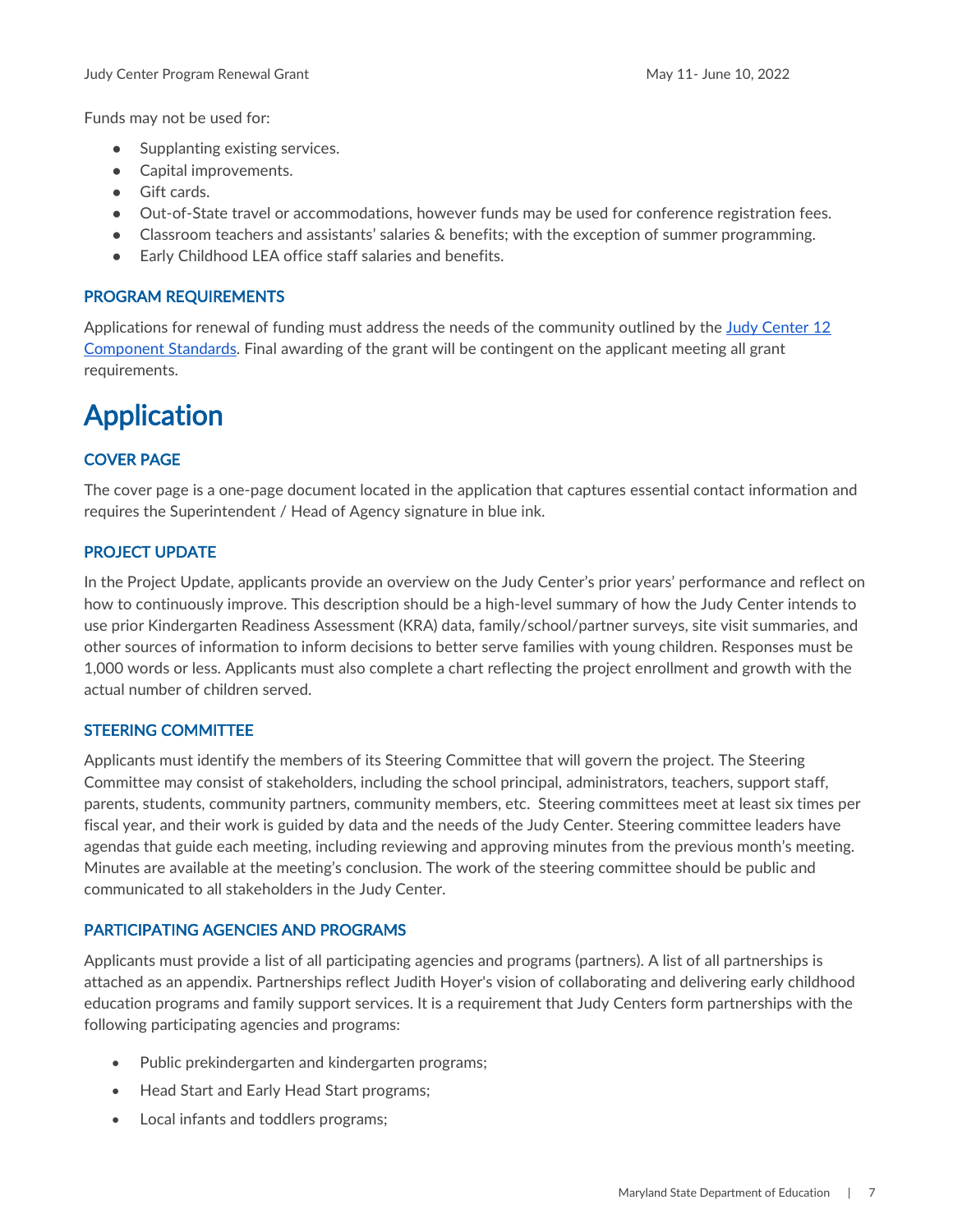Funds may not be used for:

- Supplanting existing services.
- Capital improvements.
- Gift cards.
- Out-of-State travel or accommodations, however funds may be used for conference registration fees.
- Classroom teachers and assistants' salaries & benefits; with the exception of summer programming.
- Early Childhood LEA office staff salaries and benefits.

### PROGRAM REQUIREMENTS

Applications for renewal of funding must address the needs of the community outlined by the Judy Center 12 Component Standards. Final awarding of the grant will be contingent on the applicant meeting all grant requirements.

# Application

### COVER PAGE

The cover page is a one-page document located in the application that captures essential contact information and requires the Superintendent / Head of Agency signature in blue ink.

### PROJECT UPDATE

In the Project Update, applicants provide an overview on the Judy Center's prior years' performance and reflect on how to continuously improve. This description should be a high-level summary of how the Judy Center intends to use prior Kindergarten Readiness Assessment (KRA) data, family/school/partner surveys, site visit summaries, and other sources of information to inform decisions to better serve families with young children. Responses must be 1,000 words or less. Applicants must also complete a chart reflecting the project enrollment and growth with the actual number of children served.

### STEERING COMMITTEE

Applicants must identify the members of its Steering Committee that will govern the project. The Steering Committee may consist of stakeholders, including the school principal, administrators, teachers, support staff, parents, students, community partners, community members, etc. Steering committees meet at least six times per fiscal year, and their work is guided by data and the needs of the Judy Center. Steering committee leaders have agendas that guide each meeting, including reviewing and approving minutes from the previous month's meeting. Minutes are available at the meeting's conclusion. The work of the steering committee should be public and communicated to all stakeholders in the Judy Center.

### PARTICIPATING AGENCIES AND PROGRAMS

Applicants must provide a list of all participating agencies and programs (partners). A list of all partnerships is attached as an appendix. Partnerships reflect Judith Hoyer's vision of collaborating and delivering early childhood education programs and family support services. It is a requirement that Judy Centers form partnerships with the following participating agencies and programs:

- Public prekindergarten and kindergarten programs;
- Head Start and Early Head Start programs;
- Local infants and toddlers programs;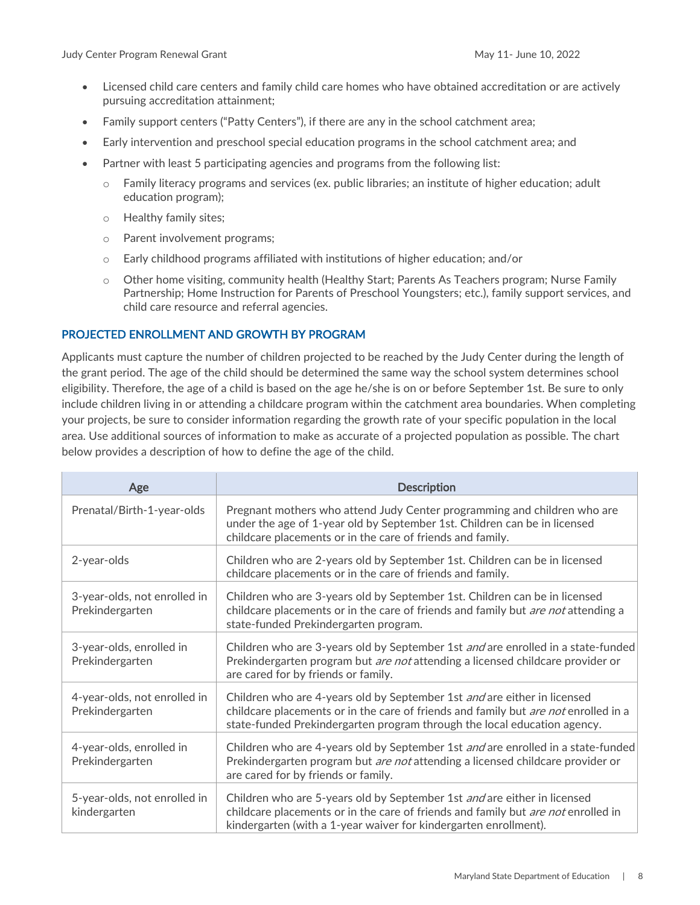- Licensed child care centers and family child care homes who have obtained accreditation or are actively pursuing accreditation attainment;
- Family support centers ("Patty Centers"), if there are any in the school catchment area;
- Early intervention and preschool special education programs in the school catchment area; and
- Partner with least 5 participating agencies and programs from the following list:
  - Family literacy programs and services (ex. public libraries; an institute of higher education; adult education program);
  - Healthy family sites;
  - Parent involvement programs;
  - Early childhood programs affiliated with institutions of higher education; and/or
  - Other home visiting, community health (Healthy Start; Parents As Teachers program; Nurse Family Partnership; Home Instruction for Parents of Preschool Youngsters; etc.), family support services, and child care resource and referral agencies.

## PROJECTED ENROLLMENT AND GROWTH BY PROGRAM

Applicants must capture the number of children projected to be reached by the Judy Center during the length of the grant period. The age of the child should be determined the same way the school system determines school eligibility. Therefore, the age of a child is based on the age he/she is on or before September 1st. Be sure to only include children living in or attending a childcare program within the catchment area boundaries. When completing your projects, be sure to consider information regarding the growth rate of your specific population in the local area. Use additional sources of information to make as accurate of a projected population as possible. The chart below provides a description of how to define the age of the child.

| Age | Description |
| --- | --- |
| Prenatal/Birth-1-year-olds | Pregnant mothers who attend Judy Center programming and children who are under the age of 1-year old by September 1st. Children can be in licensed childcare placements or in the care of friends and family. |
| 2-year-olds | Children who are 2-years old by September 1st. Children can be in licensed childcare placements or in the care of friends and family. |
| 3-year-olds, not enrolled in Prekindergarten | Children who are 3-years old by September 1st. Children can be in licensed childcare placements or in the care of friends and family but *are not* attending a state-funded Prekindergarten program. |
| 3-year-olds, enrolled in Prekindergarten | Children who are 3-years old by September 1st *and* are enrolled in a state-funded Prekindergarten program but *are not* attending a licensed childcare provider or are cared for by friends or family. |
| 4-year-olds, not enrolled in Prekindergarten | Children who are 4-years old by September 1st *and* are either in licensed childcare placements or in the care of friends and family but *are not* enrolled in a state-funded Prekindergarten program through the local education agency. |
| 4-year-olds, enrolled in Prekindergarten | Children who are 4-years old by September 1st *and* are enrolled in a state-funded Prekindergarten program but *are not* attending a licensed childcare provider or are cared for by friends or family. |
| 5-year-olds, not enrolled in kindergarten | Children who are 5-years old by September 1st *and* are either in licensed childcare placements or in the care of friends and family but *are not* enrolled in kindergarten (with a 1-year waiver for kindergarten enrollment). |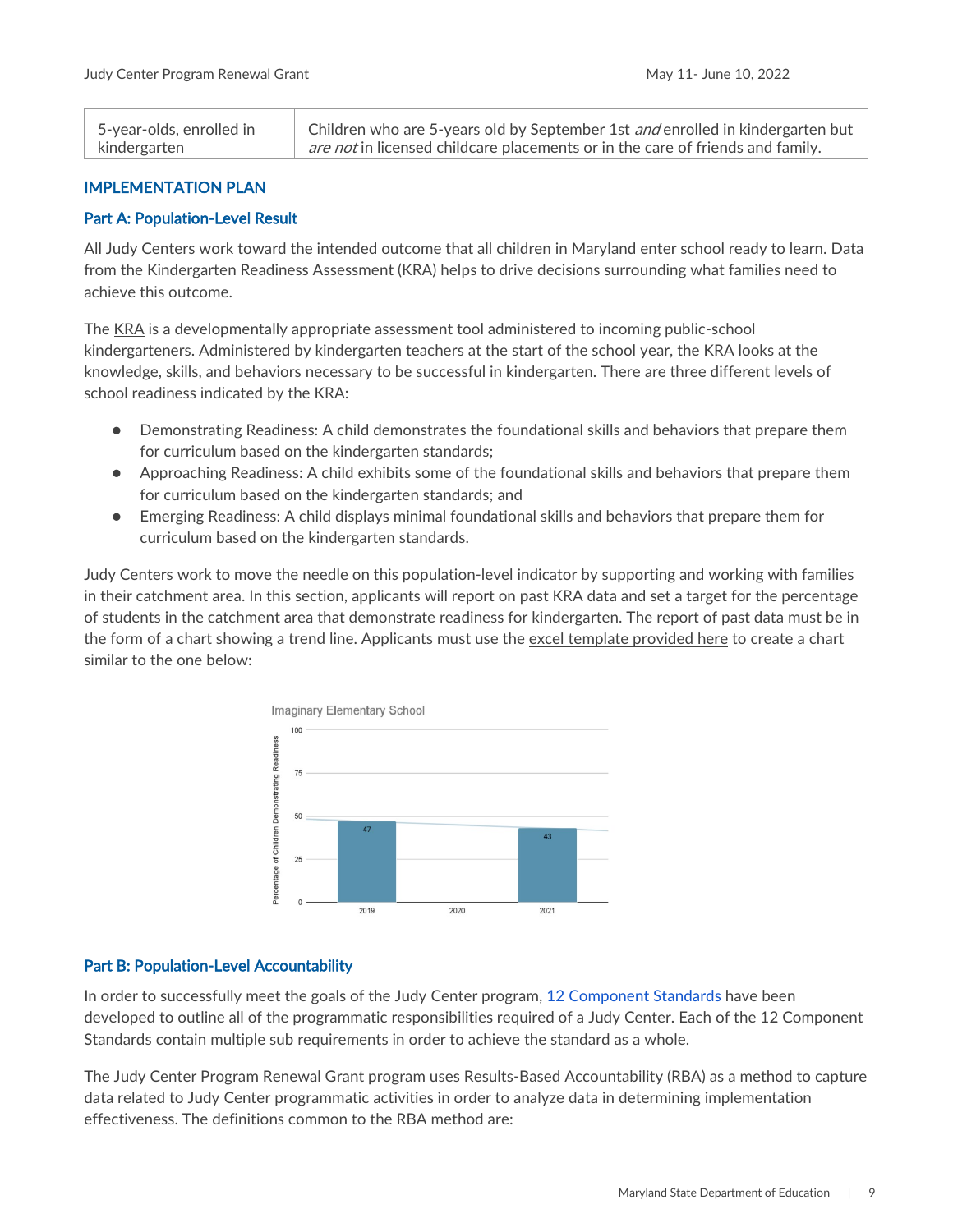| 5-year-olds, enrolled in kindergarten | Children who are 5-years old by September 1st *and* enrolled in kindergarten but *are not* in licensed childcare placements or in the care of friends and family. |
|---|---|

## IMPLEMENTATION PLAN

### Part A: Population-Level Result

All Judy Centers work toward the intended outcome that all children in Maryland enter school ready to learn. Data from the Kindergarten Readiness Assessment (KRA) helps to drive decisions surrounding what families need to achieve this outcome.

The KRA is a developmentally appropriate assessment tool administered to incoming public-school kindergarteners. Administered by kindergarten teachers at the start of the school year, the KRA looks at the knowledge, skills, and behaviors necessary to be successful in kindergarten. There are three different levels of school readiness indicated by the KRA:

- Demonstrating Readiness: A child demonstrates the foundational skills and behaviors that prepare them for curriculum based on the kindergarten standards;
- Approaching Readiness: A child exhibits some of the foundational skills and behaviors that prepare them for curriculum based on the kindergarten standards; and
- Emerging Readiness: A child displays minimal foundational skills and behaviors that prepare them for curriculum based on the kindergarten standards.

Judy Centers work to move the needle on this population-level indicator by supporting and working with families in their catchment area. In this section, applicants will report on past KRA data and set a target for the percentage of students in the catchment area that demonstrate readiness for kindergarten. The report of past data must be in the form of a chart showing a trend line. Applicants must use the excel template provided here to create a chart similar to the one below:

Imaginary Elementary School

| Year | Percentage of Children Demonstrating Readiness |
|---|---|
| 2019 | 47 |
| 2020 | |
| 2021 | 43 |

### Part B: Population-Level Accountability

In order to successfully meet the goals of the Judy Center program, 12 Component Standards have been developed to outline all of the programmatic responsibilities required of a Judy Center. Each of the 12 Component Standards contain multiple sub requirements in order to achieve the standard as a whole.

The Judy Center Program Renewal Grant program uses Results-Based Accountability (RBA) as a method to capture data related to Judy Center programmatic activities in order to analyze data in determining implementation effectiveness. The definitions common to the RBA method are: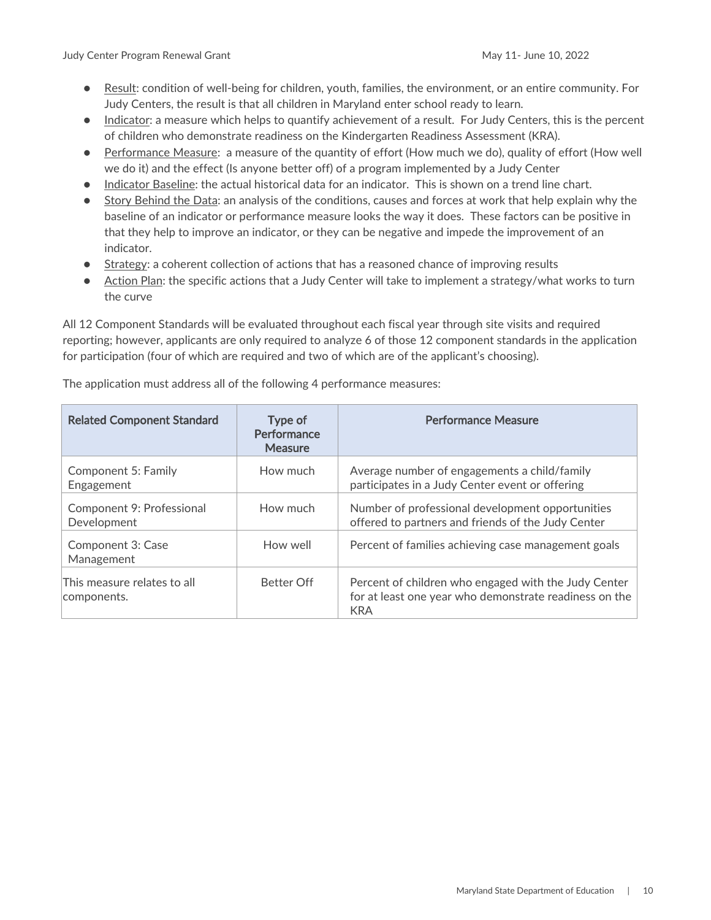- Result: condition of well-being for children, youth, families, the environment, or an entire community. For Judy Centers, the result is that all children in Maryland enter school ready to learn.
- Indicator: a measure which helps to quantify achievement of a result. For Judy Centers, this is the percent of children who demonstrate readiness on the Kindergarten Readiness Assessment (KRA).
- Performance Measure: a measure of the quantity of effort (How much we do), quality of effort (How well we do it) and the effect (Is anyone better off) of a program implemented by a Judy Center
- Indicator Baseline: the actual historical data for an indicator. This is shown on a trend line chart.
- Story Behind the Data: an analysis of the conditions, causes and forces at work that help explain why the baseline of an indicator or performance measure looks the way it does. These factors can be positive in that they help to improve an indicator, or they can be negative and impede the improvement of an indicator.
- Strategy: a coherent collection of actions that has a reasoned chance of improving results
- Action Plan: the specific actions that a Judy Center will take to implement a strategy/what works to turn the curve

All 12 Component Standards will be evaluated throughout each fiscal year through site visits and required reporting; however, applicants are only required to analyze 6 of those 12 component standards in the application for participation (four of which are required and two of which are of the applicant's choosing).

The application must address all of the following 4 performance measures:

| Related Component Standard | Type of Performance Measure | Performance Measure |
|---|---|---|
| Component 5: Family Engagement | How much | Average number of engagements a child/family participates in a Judy Center event or offering |
| Component 9: Professional Development | How much | Number of professional development opportunities offered to partners and friends of the Judy Center |
| Component 3: Case Management | How well | Percent of families achieving case management goals |
| This measure relates to all components. | Better Off | Percent of children who engaged with the Judy Center for at least one year who demonstrate readiness on the KRA |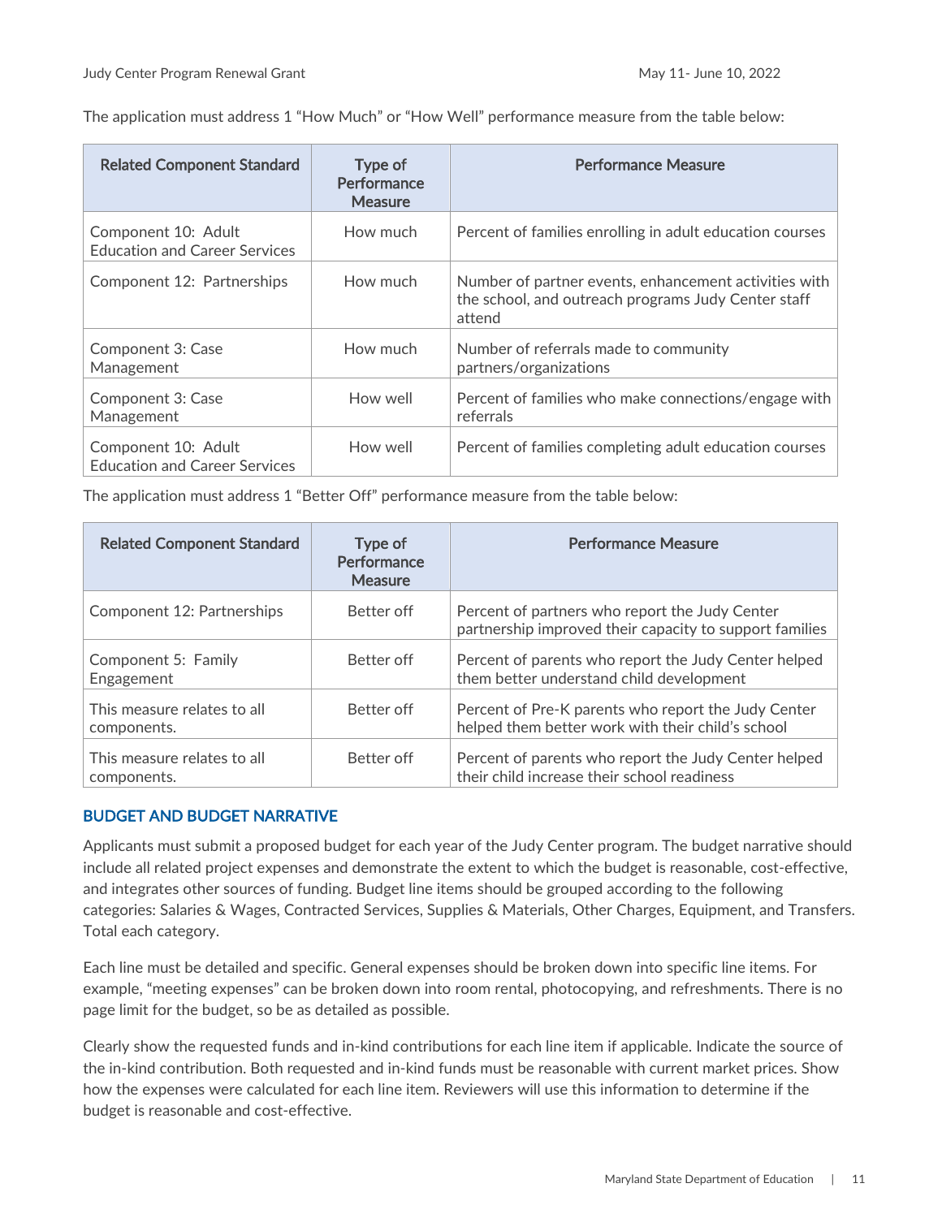The application must address 1 "How Much" or "How Well" performance measure from the table below:

| Related Component Standard | Type of Performance Measure | Performance Measure |
|---|---|---|
| Component 10: Adult Education and Career Services | How much | Percent of families enrolling in adult education courses |
| Component 12: Partnerships | How much | Number of partner events, enhancement activities with the school, and outreach programs Judy Center staff attend |
| Component 3: Case Management | How much | Number of referrals made to community partners/organizations |
| Component 3: Case Management | How well | Percent of families who make connections/engage with referrals |
| Component 10: Adult Education and Career Services | How well | Percent of families completing adult education courses |

The application must address 1 "Better Off" performance measure from the table below:

| Related Component Standard | Type of Performance Measure | Performance Measure |
|---|---|---|
| Component 12: Partnerships | Better off | Percent of partners who report the Judy Center partnership improved their capacity to support families |
| Component 5: Family Engagement | Better off | Percent of parents who report the Judy Center helped them better understand child development |
| This measure relates to all components. | Better off | Percent of Pre-K parents who report the Judy Center helped them better work with their child's school |
| This measure relates to all components. | Better off | Percent of parents who report the Judy Center helped their child increase their school readiness |

## BUDGET AND BUDGET NARRATIVE

Applicants must submit a proposed budget for each year of the Judy Center program. The budget narrative should include all related project expenses and demonstrate the extent to which the budget is reasonable, cost-effective, and integrates other sources of funding. Budget line items should be grouped according to the following categories: Salaries & Wages, Contracted Services, Supplies & Materials, Other Charges, Equipment, and Transfers. Total each category.

Each line must be detailed and specific. General expenses should be broken down into specific line items. For example, "meeting expenses" can be broken down into room rental, photocopying, and refreshments. There is no page limit for the budget, so be as detailed as possible.

Clearly show the requested funds and in-kind contributions for each line item if applicable. Indicate the source of the in-kind contribution. Both requested and in-kind funds must be reasonable with current market prices. Show how the expenses were calculated for each line item. Reviewers will use this information to determine if the budget is reasonable and cost-effective.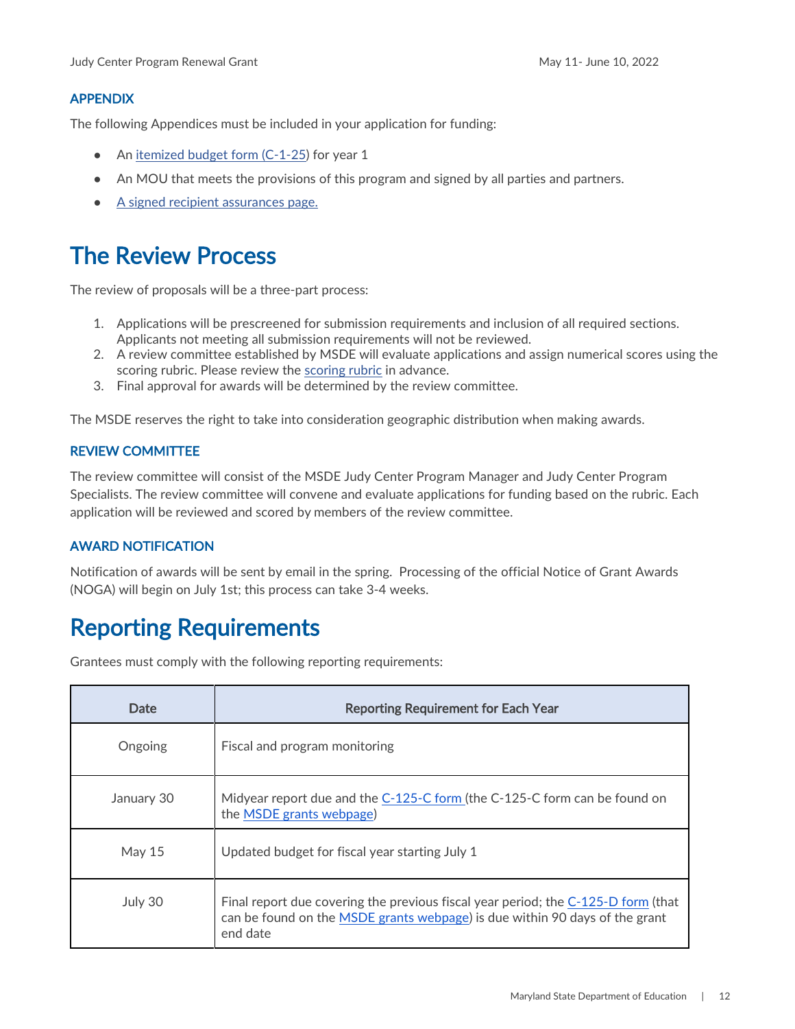### APPENDIX

The following Appendices must be included in your application for funding:

- An itemized budget form (C-1-25) for year 1
- An MOU that meets the provisions of this program and signed by all parties and partners.
- A signed recipient assurances page.

# The Review Process

The review of proposals will be a three-part process:

1. Applications will be prescreened for submission requirements and inclusion of all required sections. Applicants not meeting all submission requirements will not be reviewed.
2. A review committee established by MSDE will evaluate applications and assign numerical scores using the scoring rubric. Please review the scoring rubric in advance.
3. Final approval for awards will be determined by the review committee.

The MSDE reserves the right to take into consideration geographic distribution when making awards.

### REVIEW COMMITTEE

The review committee will consist of the MSDE Judy Center Program Manager and Judy Center Program Specialists. The review committee will convene and evaluate applications for funding based on the rubric. Each application will be reviewed and scored by members of the review committee.

### AWARD NOTIFICATION

Notification of awards will be sent by email in the spring. Processing of the official Notice of Grant Awards (NOGA) will begin on July 1st; this process can take 3-4 weeks.

# Reporting Requirements

Grantees must comply with the following reporting requirements:

| Date | Reporting Requirement for Each Year |
| --- | --- |
| Ongoing | Fiscal and program monitoring |
| January 30 | Midyear report due and the C-125-C form (the C-125-C form can be found on the MSDE grants webpage) |
| May 15 | Updated budget for fiscal year starting July 1 |
| July 30 | Final report due covering the previous fiscal year period; the C-125-D form (that can be found on the MSDE grants webpage) is due within 90 days of the grant end date |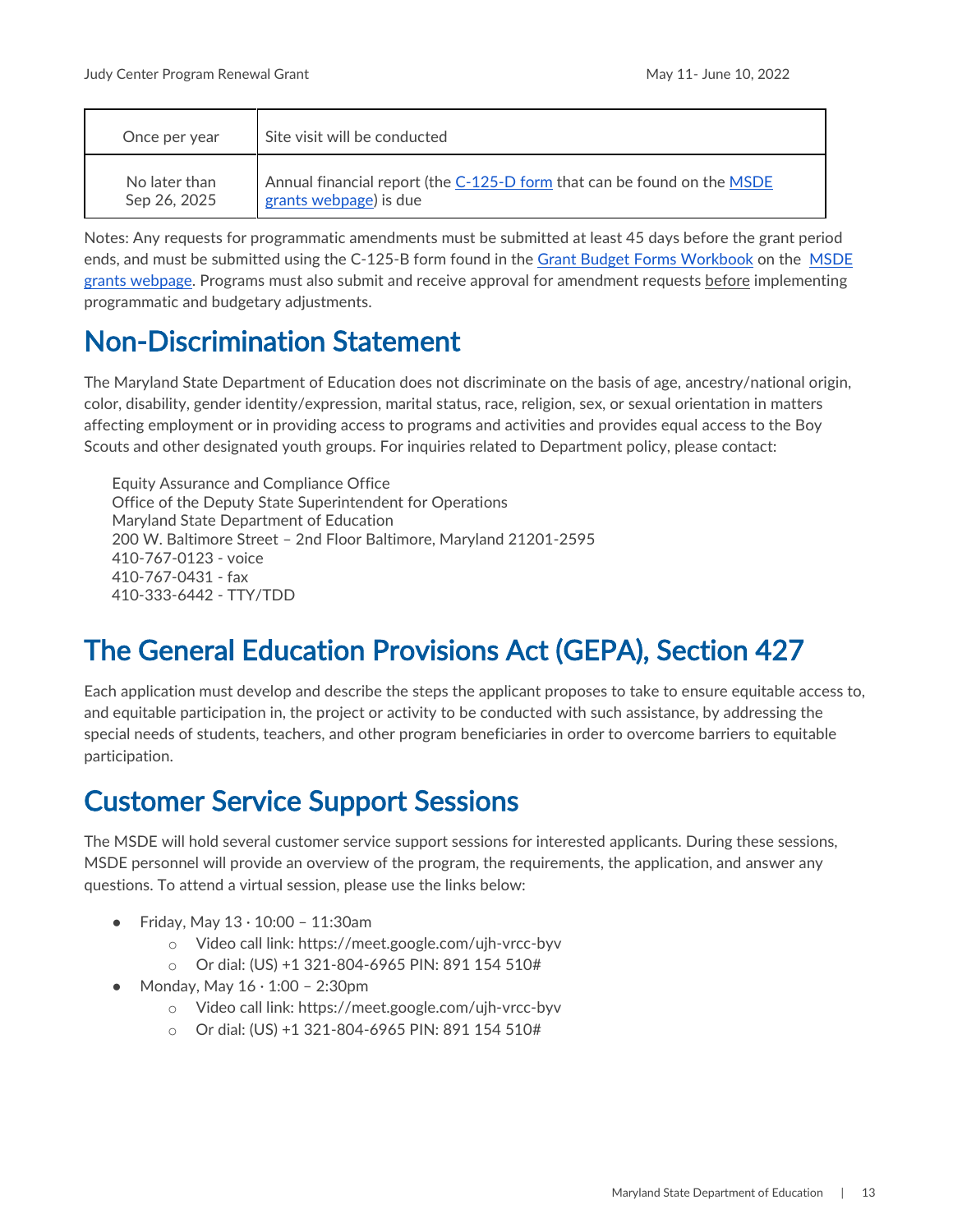| Once per year | Site visit will be conducted |
|---|---|
| No later than Sep 26, 2025 | Annual financial report (the C-125-D form that can be found on the MSDE grants webpage) is due |

Notes: Any requests for programmatic amendments must be submitted at least 45 days before the grant period ends, and must be submitted using the C-125-B form found in the Grant Budget Forms Workbook on the MSDE grants webpage. Programs must also submit and receive approval for amendment requests before implementing programmatic and budgetary adjustments.

# Non-Discrimination Statement

The Maryland State Department of Education does not discriminate on the basis of age, ancestry/national origin, color, disability, gender identity/expression, marital status, race, religion, sex, or sexual orientation in matters affecting employment or in providing access to programs and activities and provides equal access to the Boy Scouts and other designated youth groups. For inquiries related to Department policy, please contact:

Equity Assurance and Compliance Office
Office of the Deputy State Superintendent for Operations
Maryland State Department of Education
200 W. Baltimore Street – 2nd Floor Baltimore, Maryland 21201-2595
410-767-0123 - voice
410-767-0431 - fax
410-333-6442 - TTY/TDD

# The General Education Provisions Act (GEPA), Section 427

Each application must develop and describe the steps the applicant proposes to take to ensure equitable access to, and equitable participation in, the project or activity to be conducted with such assistance, by addressing the special needs of students, teachers, and other program beneficiaries in order to overcome barriers to equitable participation.

# Customer Service Support Sessions

The MSDE will hold several customer service support sessions for interested applicants. During these sessions, MSDE personnel will provide an overview of the program, the requirements, the application, and answer any questions. To attend a virtual session, please use the links below:

- Friday, May 13 · 10:00 – 11:30am
  - Video call link: https://meet.google.com/ujh-vrcc-byv
  - Or dial: (US) +1 321-804-6965 PIN: 891 154 510#
- Monday, May 16 · 1:00 – 2:30pm
  - Video call link: https://meet.google.com/ujh-vrcc-byv
  - Or dial: (US) +1 321-804-6965 PIN: 891 154 510#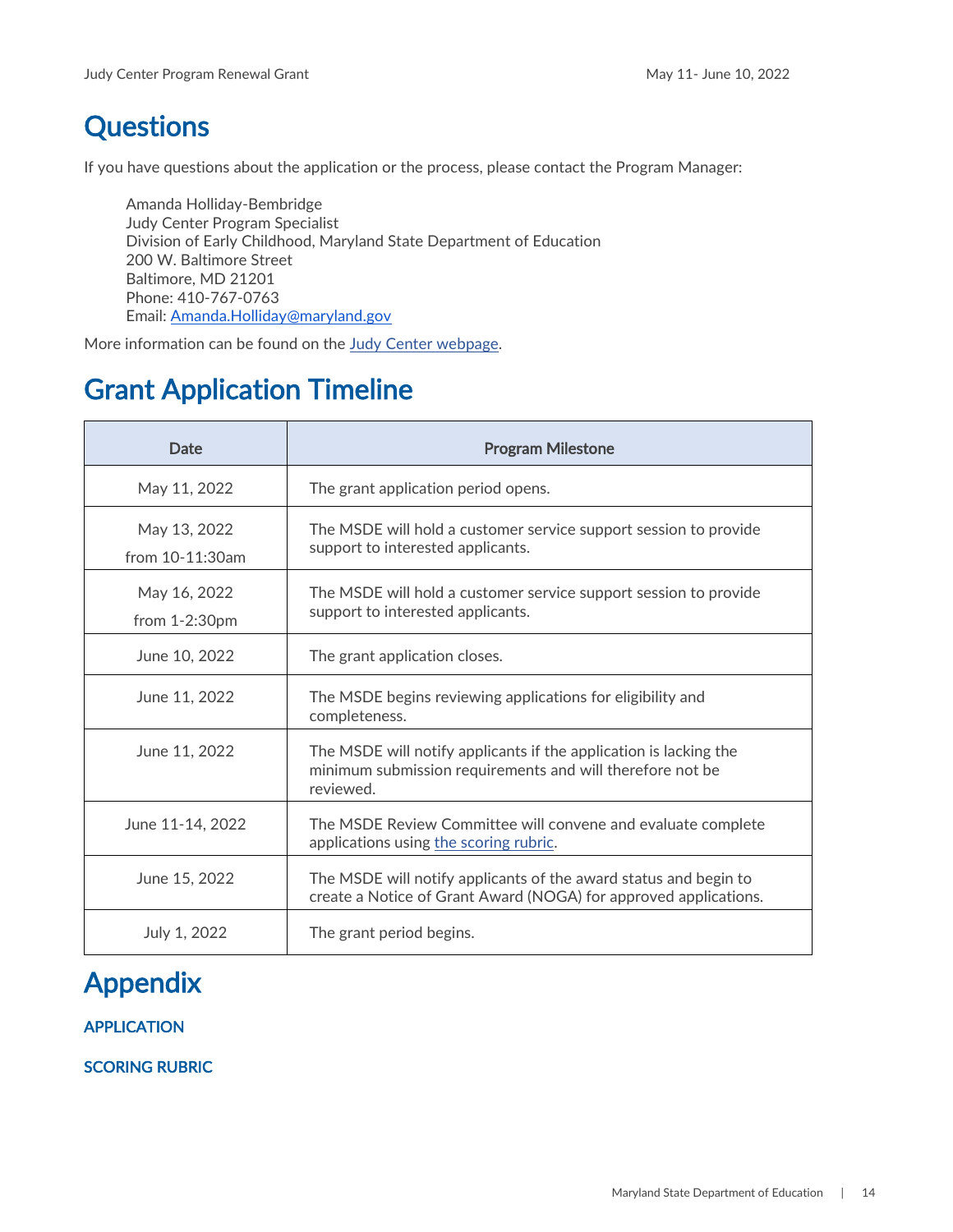# Questions

If you have questions about the application or the process, please contact the Program Manager:

Amanda Holliday-Bembridge
Judy Center Program Specialist
Division of Early Childhood, Maryland State Department of Education
200 W. Baltimore Street
Baltimore, MD 21201
Phone: 410-767-0763
Email: [Amanda.Holliday@maryland.gov](mailto:Amanda.Holliday@maryland.gov)

More information can be found on the [Judy Center webpage](#).

# Grant Application Timeline

| Date | Program Milestone |
| --- | --- |
| May 11, 2022 | The grant application period opens. |
| May 13, 2022 from 10-11:30am | The MSDE will hold a customer service support session to provide support to interested applicants. |
| May 16, 2022 from 1-2:30pm | The MSDE will hold a customer service support session to provide support to interested applicants. |
| June 10, 2022 | The grant application closes. |
| June 11, 2022 | The MSDE begins reviewing applications for eligibility and completeness. |
| June 11, 2022 | The MSDE will notify applicants if the application is lacking the minimum submission requirements and will therefore not be reviewed. |
| June 11-14, 2022 | The MSDE Review Committee will convene and evaluate complete applications using [the scoring rubric](#). |
| June 15, 2022 | The MSDE will notify applicants of the award status and begin to create a Notice of Grant Award (NOGA) for approved applications. |
| July 1, 2022 | The grant period begins. |

# Appendix

**APPLICATION**

**SCORING RUBRIC**